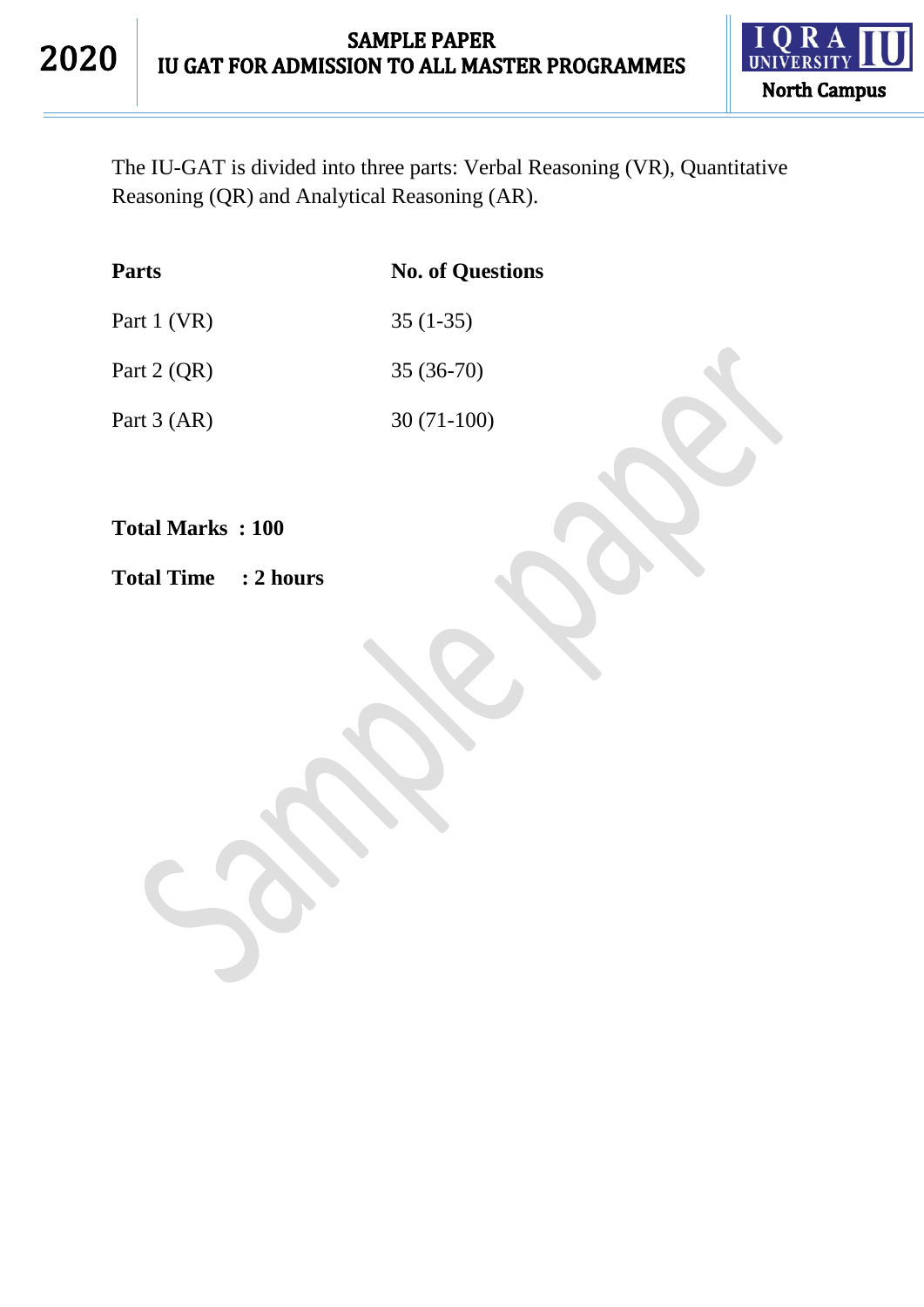# 2020

## SAMPLE PAPER
## IU GAT FOR ADMISSION TO ALL MASTER PROGRAMMES

IQRA UNIVERSITY North Campus

The IU-GAT is divided into three parts: Verbal Reasoning (VR), Quantitative Reasoning (QR) and Analytical Reasoning (AR).

| **Parts** | **No. of Questions** |
|---|---|
| Part 1 (VR) | 35 (1-35) |
| Part 2 (QR) | 35 (36-70) |
| Part 3 (AR) | 30 (71-100) |

**Total Marks : 100**

**Total Time : 2 hours**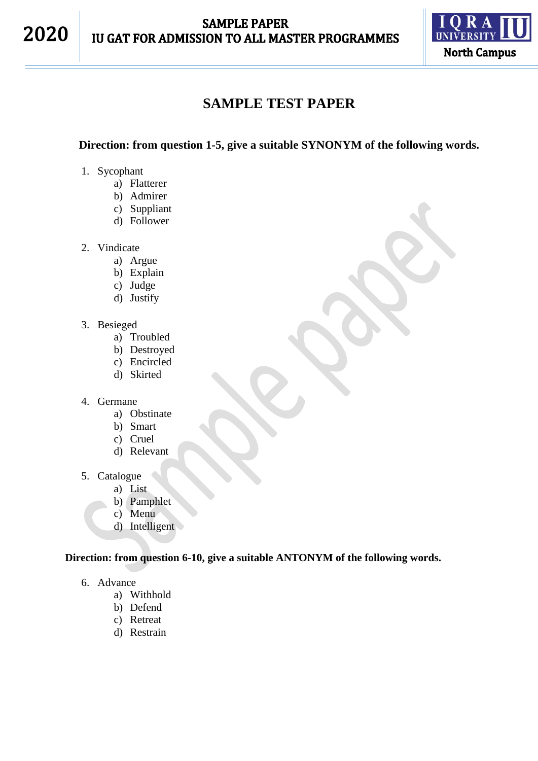# SAMPLE TEST PAPER

**Direction: from question 1-5, give a suitable SYNONYM of the following words.**

1. Sycophant
   a) Flatterer
   b) Admirer
   c) Suppliant
   d) Follower

2. Vindicate
   a) Argue
   b) Explain
   c) Judge
   d) Justify

3. Besieged
   a) Troubled
   b) Destroyed
   c) Encircled
   d) Skirted

4. Germane
   a) Obstinate
   b) Smart
   c) Cruel
   d) Relevant

5. Catalogue
   a) List
   b) Pamphlet
   c) Menu
   d) Intelligent

**Direction: from question 6-10, give a suitable ANTONYM of the following words.**

6. Advance
   a) Withhold
   b) Defend
   c) Retreat
   d) Restrain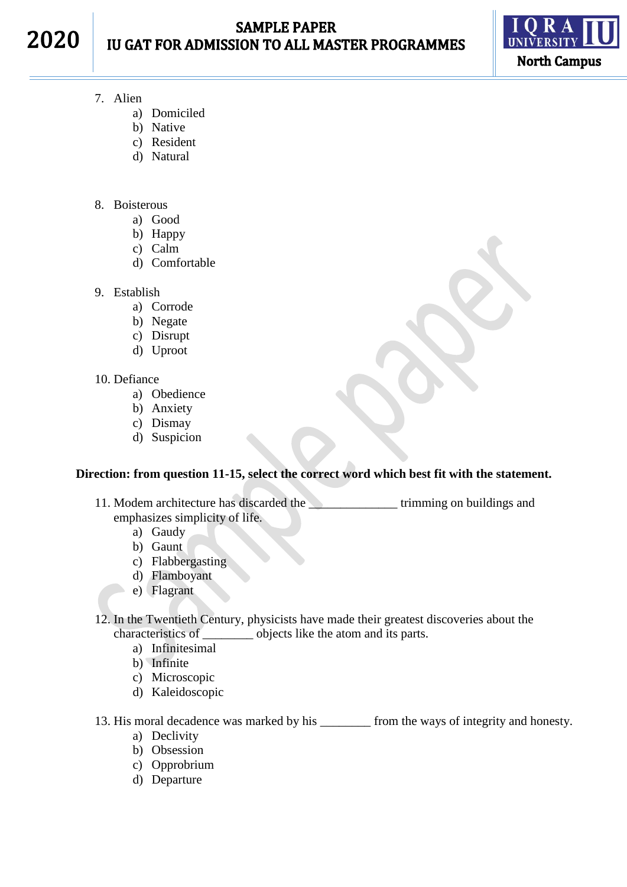7. Alien
    a) Domiciled
    b) Native
    c) Resident
    d) Natural

8. Boisterous
    a) Good
    b) Happy
    c) Calm
    d) Comfortable

9. Establish
    a) Corrode
    b) Negate
    c) Disrupt
    d) Uproot

10. Defiance
    a) Obedience
    b) Anxiety
    c) Dismay
    d) Suspicion

**Direction: from question 11-15, select the correct word which best fit with the statement.**

11. Modem architecture has discarded the ______________ trimming on buildings and emphasizes simplicity of life.
    a) Gaudy
    b) Gaunt
    c) Flabbergasting
    d) Flamboyant
    e) Flagrant

12. In the Twentieth Century, physicists have made their greatest discoveries about the characteristics of ________ objects like the atom and its parts.
    a) Infinitesimal
    b) Infinite
    c) Microscopic
    d) Kaleidoscopic

13. His moral decadence was marked by his ________ from the ways of integrity and honesty.
    a) Declivity
    b) Obsession
    c) Opprobrium
    d) Departure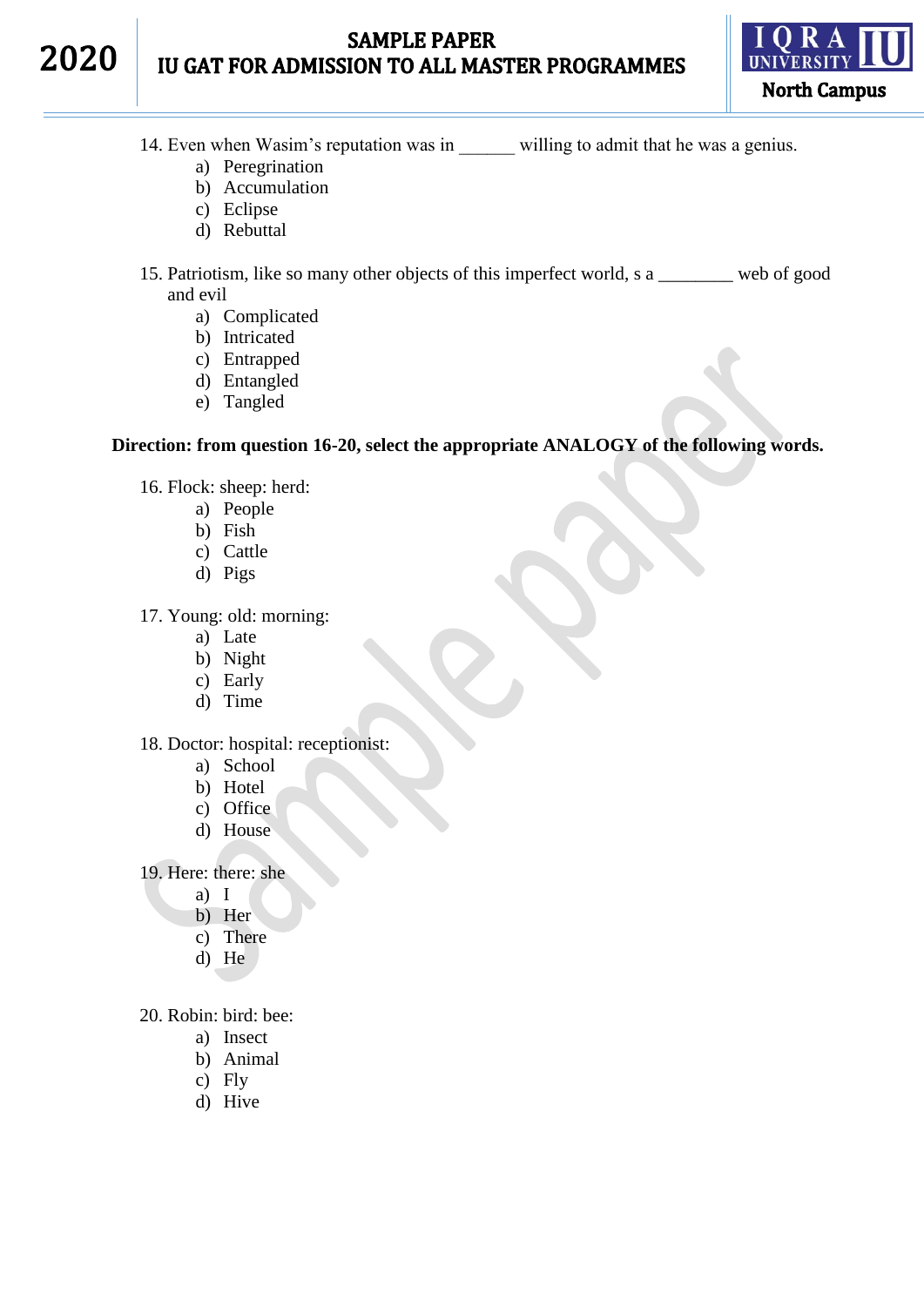14. Even when Wasim's reputation was in ______ willing to admit that he was a genius.
    a) Peregrination
    b) Accumulation
    c) Eclipse
    d) Rebuttal

15. Patriotism, like so many other objects of this imperfect world, s a ________ web of good and evil
    a) Complicated
    b) Intricated
    c) Entrapped
    d) Entangled
    e) Tangled

**Direction: from question 16-20, select the appropriate ANALOGY of the following words.**

16. Flock: sheep: herd:
    a) People
    b) Fish
    c) Cattle
    d) Pigs

17. Young: old: morning:
    a) Late
    b) Night
    c) Early
    d) Time

18. Doctor: hospital: receptionist:
    a) School
    b) Hotel
    c) Office
    d) House

19. Here: there: she
    a) I
    b) Her
    c) There
    d) He

20. Robin: bird: bee:
    a) Insect
    b) Animal
    c) Fly
    d) Hive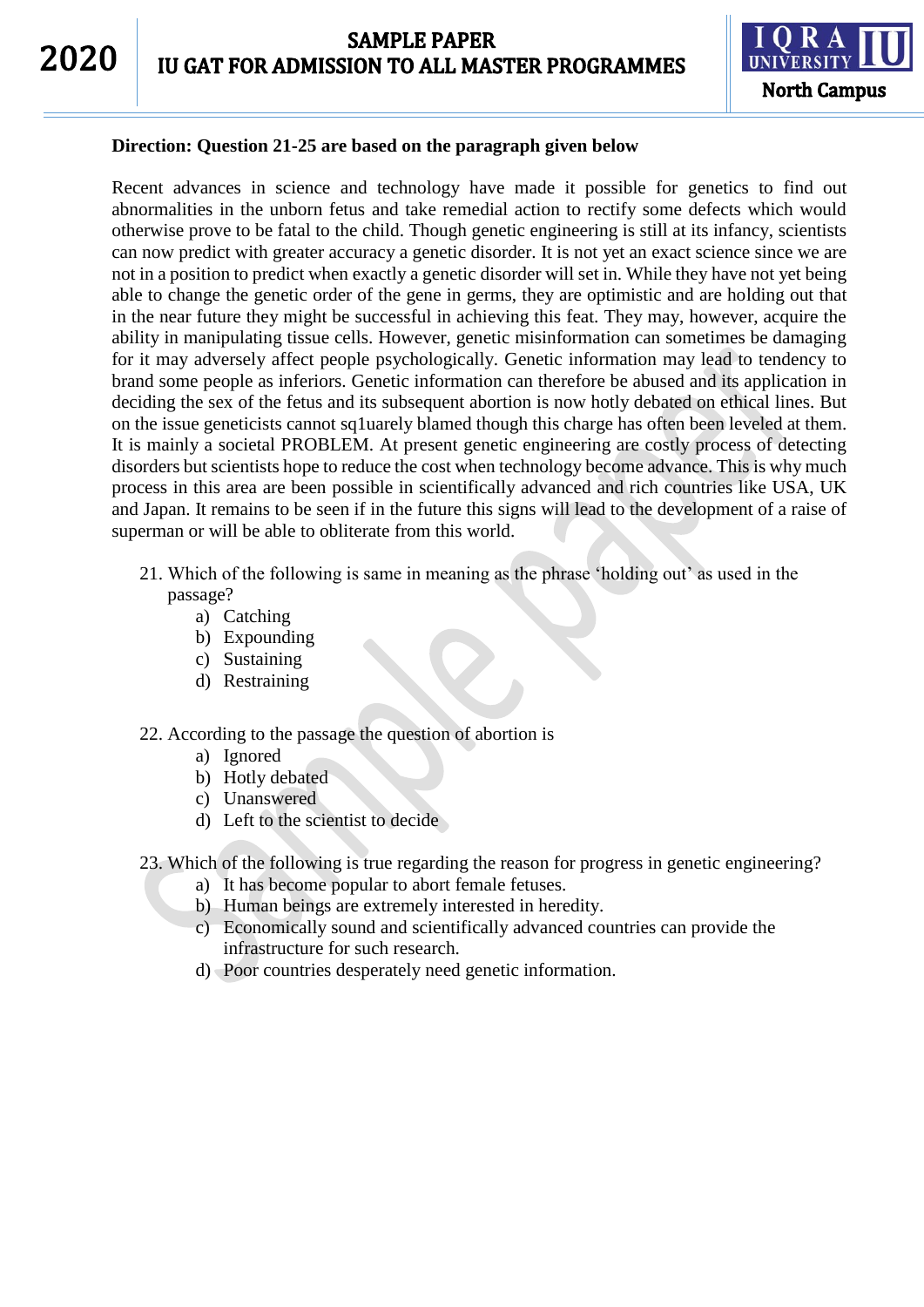**Direction: Question 21-25 are based on the paragraph given below**

Recent advances in science and technology have made it possible for genetics to find out abnormalities in the unborn fetus and take remedial action to rectify some defects which would otherwise prove to be fatal to the child. Though genetic engineering is still at its infancy, scientists can now predict with greater accuracy a genetic disorder. It is not yet an exact science since we are not in a position to predict when exactly a genetic disorder will set in. While they have not yet being able to change the genetic order of the gene in germs, they are optimistic and are holding out that in the near future they might be successful in achieving this feat. They may, however, acquire the ability in manipulating tissue cells. However, genetic misinformation can sometimes be damaging for it may adversely affect people psychologically. Genetic information may lead to tendency to brand some people as inferiors. Genetic information can therefore be abused and its application in deciding the sex of the fetus and its subsequent abortion is now hotly debated on ethical lines. But on the issue geneticists cannot sq1uarely blamed though this charge has often been leveled at them. It is mainly a societal PROBLEM. At present genetic engineering are costly process of detecting disorders but scientists hope to reduce the cost when technology become advance. This is why much process in this area are been possible in scientifically advanced and rich countries like USA, UK and Japan. It remains to be seen if in the future this signs will lead to the development of a raise of superman or will be able to obliterate from this world.

21. Which of the following is same in meaning as the phrase ‘holding out’ as used in the passage?
    a) Catching
    b) Expounding
    c) Sustaining
    d) Restraining

22. According to the passage the question of abortion is
    a) Ignored
    b) Hotly debated
    c) Unanswered
    d) Left to the scientist to decide

23. Which of the following is true regarding the reason for progress in genetic engineering?
    a) It has become popular to abort female fetuses.
    b) Human beings are extremely interested in heredity.
    c) Economically sound and scientifically advanced countries can provide the infrastructure for such research.
    d) Poor countries desperately need genetic information.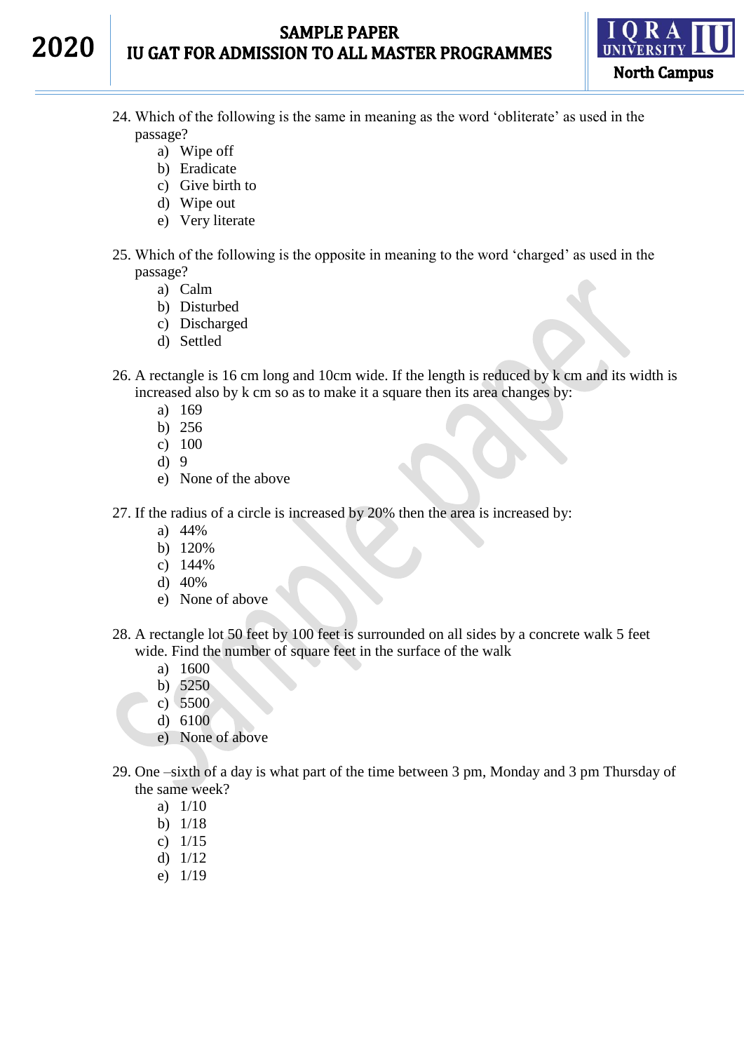24. Which of the following is the same in meaning as the word 'obliterate' as used in the passage?
    a) Wipe off
    b) Eradicate
    c) Give birth to
    d) Wipe out
    e) Very literate

25. Which of the following is the opposite in meaning to the word 'charged' as used in the passage?
    a) Calm
    b) Disturbed
    c) Discharged
    d) Settled

26. A rectangle is 16 cm long and 10cm wide. If the length is reduced by k cm and its width is increased also by k cm so as to make it a square then its area changes by:
    a) 169
    b) 256
    c) 100
    d) 9
    e) None of the above

27. If the radius of a circle is increased by 20% then the area is increased by:
    a) 44%
    b) 120%
    c) 144%
    d) 40%
    e) None of above

28. A rectangle lot 50 feet by 100 feet is surrounded on all sides by a concrete walk 5 feet wide. Find the number of square feet in the surface of the walk
    a) 1600
    b) 5250
    c) 5500
    d) 6100
    e) None of above

29. One –sixth of a day is what part of the time between 3 pm, Monday and 3 pm Thursday of the same week?
    a) 1/10
    b) 1/18
    c) 1/15
    d) 1/12
    e) 1/19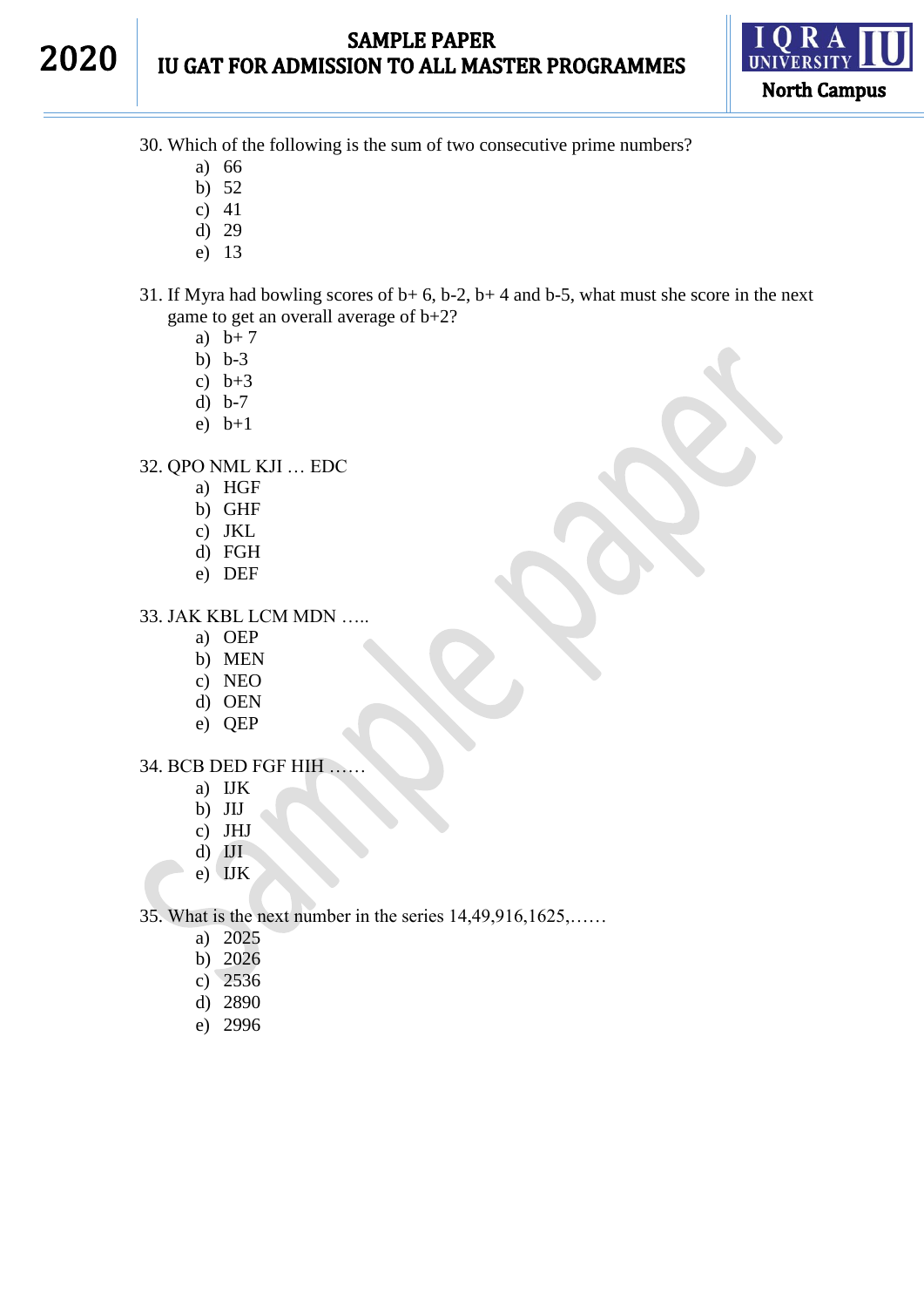30. Which of the following is the sum of two consecutive prime numbers?
    a) 66
    b) 52
    c) 41
    d) 29
    e) 13

31. If Myra had bowling scores of b+ 6, b-2, b+ 4 and b-5, what must she score in the next game to get an overall average of b+2?
    a) b+ 7
    b) b-3
    c) b+3
    d) b-7
    e) b+1

32. QPO NML KJI … EDC
    a) HGF
    b) GHF
    c) JKL
    d) FGH
    e) DEF

33. JAK KBL LCM MDN …..
    a) OEP
    b) MEN
    c) NEO
    d) OEN
    e) QEP

34. BCB DED FGF HIH ……
    a) IJK
    b) JIJ
    c) JHJ
    d) IJI
    e) IJK

35. What is the next number in the series 14,49,916,1625,……
    a) 2025
    b) 2026
    c) 2536
    d) 2890
    e) 2996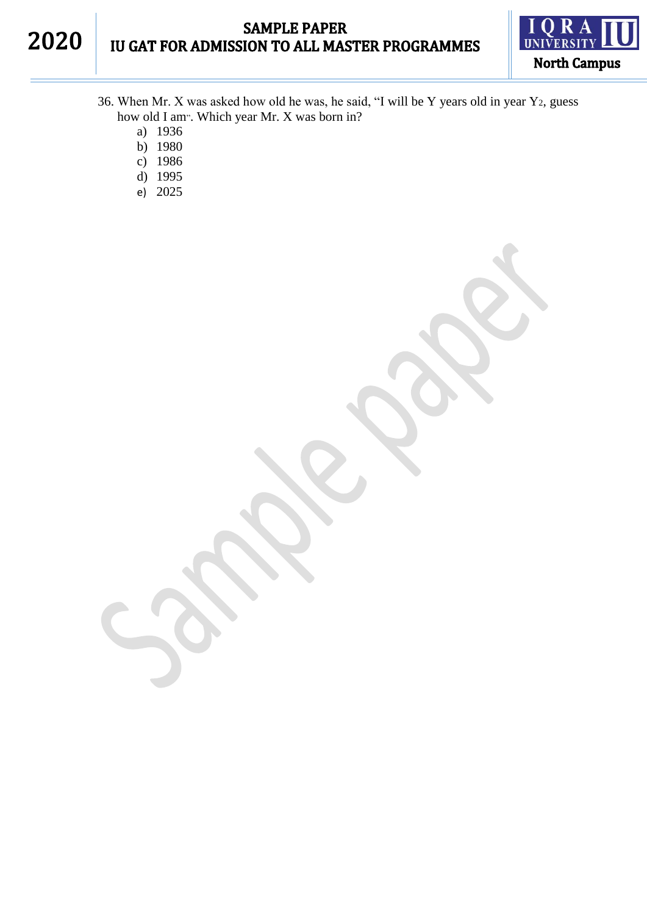36. When Mr. X was asked how old he was, he said, "I will be Y years old in year $Y^2$, guess how old I am". Which year Mr. X was born in?

  a) 1936
  b) 1980
  c) 1986
  d) 1995
  e) 2025